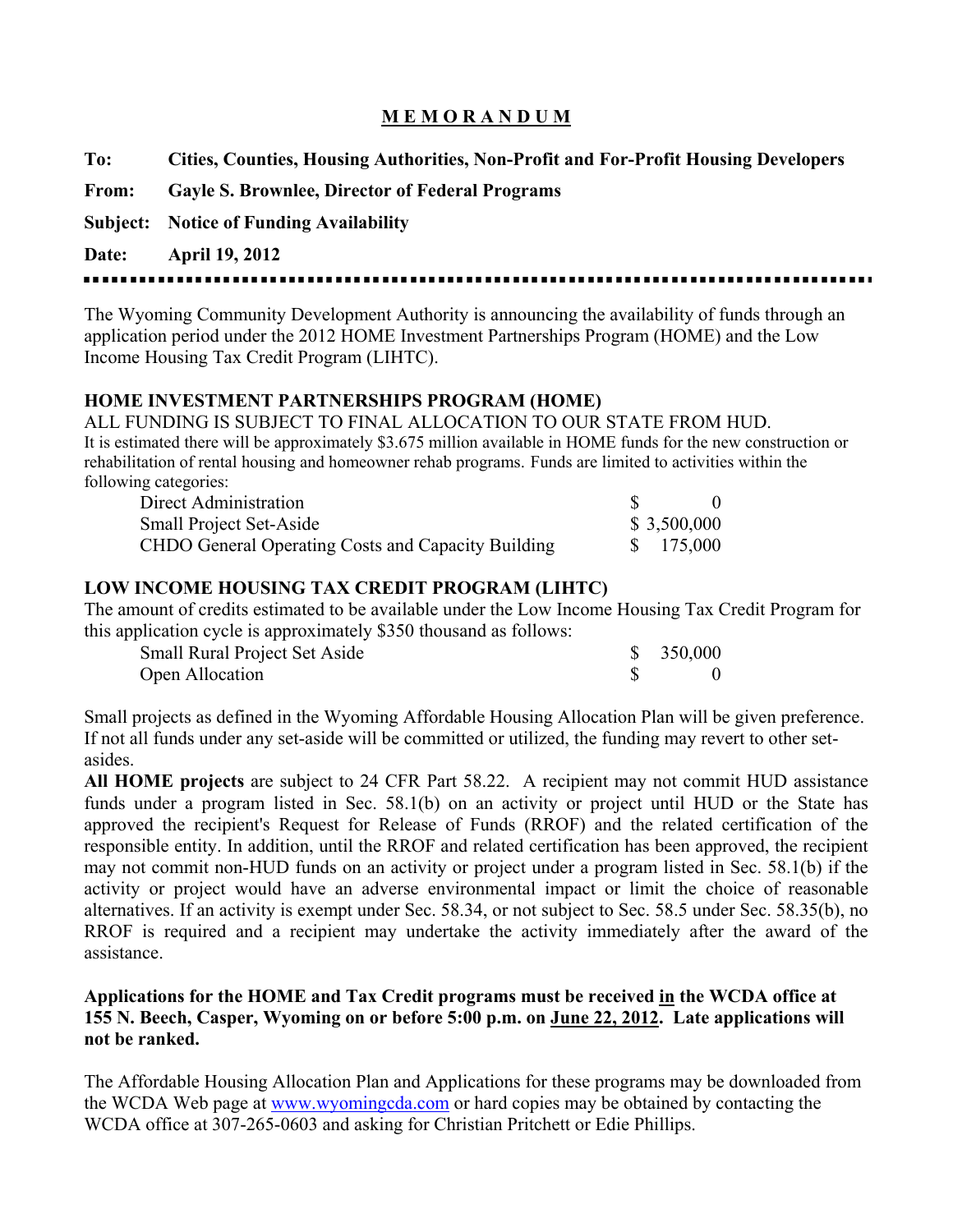# M E M O R A N D U M

**To:** **Cities, Counties, Housing Authorities, Non-Profit and For-Profit Housing Developers**

**From:** **Gayle S. Brownlee, Director of Federal Programs**

**Subject:** **Notice of Funding Availability**

**Date:** **April 19, 2012**

---

The Wyoming Community Development Authority is announcing the availability of funds through an application period under the 2012 HOME Investment Partnerships Program (HOME) and the Low Income Housing Tax Credit Program (LIHTC).

**HOME INVESTMENT PARTNERSHIPS PROGRAM (HOME)**

ALL FUNDING IS SUBJECT TO FINAL ALLOCATION TO OUR STATE FROM HUD.

It is estimated there will be approximately $3.675 million available in HOME funds for the new construction or rehabilitation of rental housing and homeowner rehab programs. Funds are limited to activities within the following categories:

| Category | Amount |
|---|---|
| Direct Administration | $ 0 |
| Small Project Set-Aside | $ 3,500,000 |
| CHDO General Operating Costs and Capacity Building | $ 175,000 |

**LOW INCOME HOUSING TAX CREDIT PROGRAM (LIHTC)**

The amount of credits estimated to be available under the Low Income Housing Tax Credit Program for this application cycle is approximately $350 thousand as follows:

| Category | Amount |
|---|---|
| Small Rural Project Set Aside | $ 350,000 |
| Open Allocation | $ 0 |

Small projects as defined in the Wyoming Affordable Housing Allocation Plan will be given preference. If not all funds under any set-aside will be committed or utilized, the funding may revert to other set-asides.

**All HOME projects** are subject to 24 CFR Part 58.22. A recipient may not commit HUD assistance funds under a program listed in Sec. 58.1(b) on an activity or project until HUD or the State has approved the recipient's Request for Release of Funds (RROF) and the related certification of the responsible entity. In addition, until the RROF and related certification has been approved, the recipient may not commit non-HUD funds on an activity or project under a program listed in Sec. 58.1(b) if the activity or project would have an adverse environmental impact or limit the choice of reasonable alternatives. If an activity is exempt under Sec. 58.34, or not subject to Sec. 58.5 under Sec. 58.35(b), no RROF is required and a recipient may undertake the activity immediately after the award of the assistance.

**Applications for the HOME and Tax Credit programs must be received in the WCDA office at 155 N. Beech, Casper, Wyoming on or before 5:00 p.m. on June 22, 2012. Late applications will not be ranked.**

The Affordable Housing Allocation Plan and Applications for these programs may be downloaded from the WCDA Web page at www.wyomingcda.com or hard copies may be obtained by contacting the WCDA office at 307-265-0603 and asking for Christian Pritchett or Edie Phillips.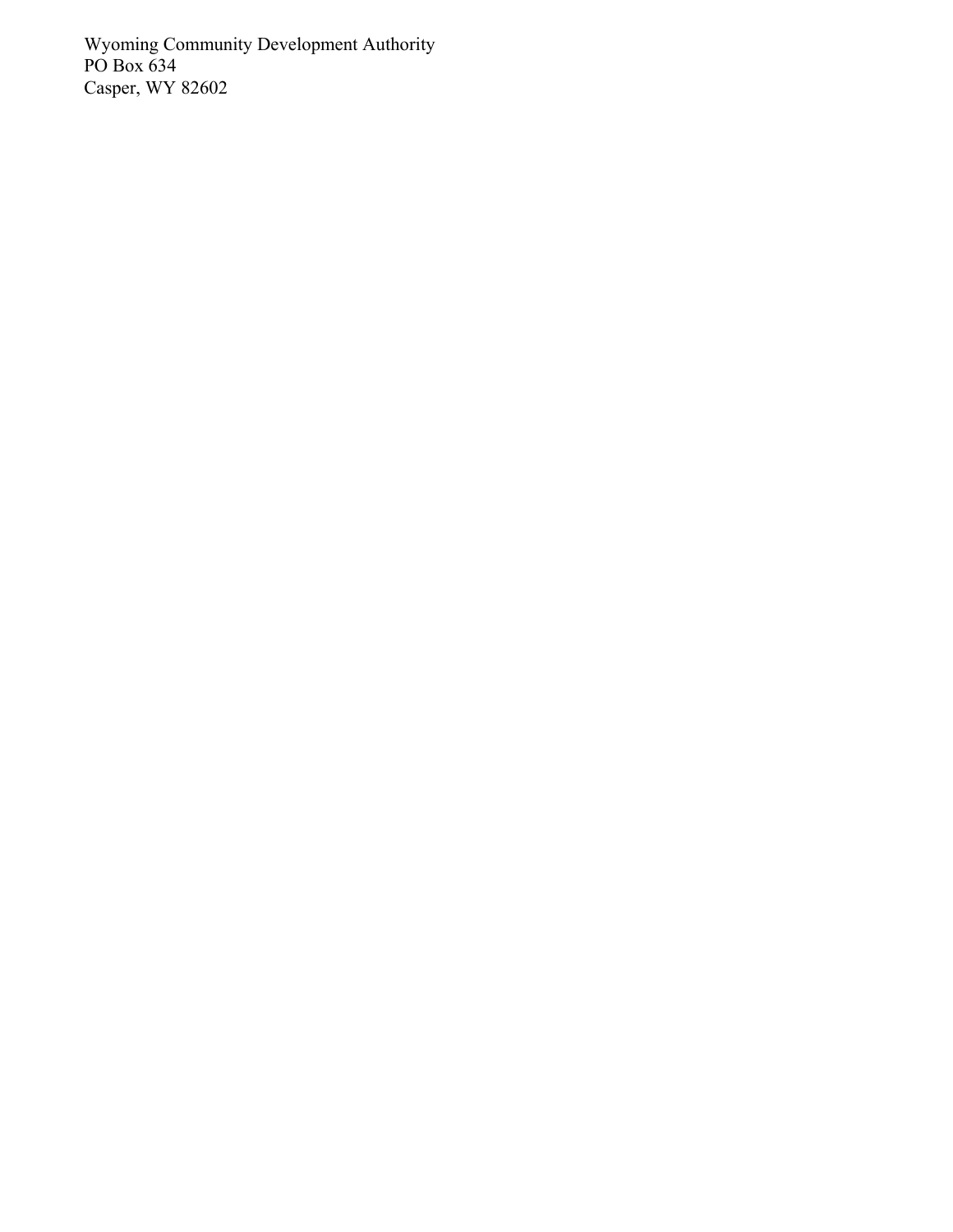Wyoming Community Development Authority
PO Box 634
Casper, WY 82602